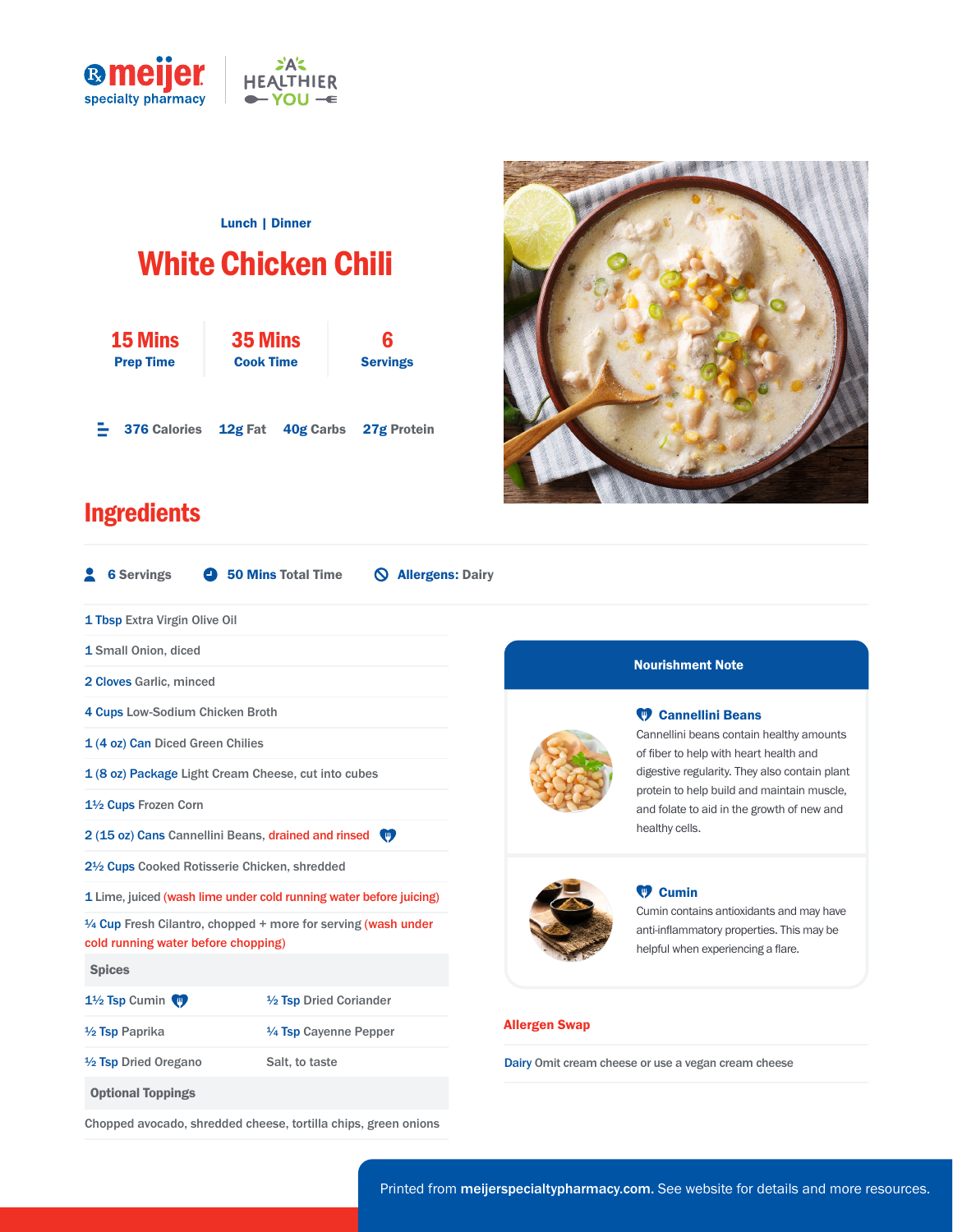Lunch | Dinner

# White Chicken Chili

| 15 Mins | 35 Mins | 6 |
|---|---|---|
| Prep Time | Cook Time | Servings |

376 Calories 12g Fat 40g Carbs 27g Protein

## Ingredients

6 Servings 50 Mins Total Time Allergens: Dairy

- 1 Tbsp Extra Virgin Olive Oil
- 1 Small Onion, diced
- 2 Cloves Garlic, minced
- 4 Cups Low-Sodium Chicken Broth
- 1 (4 oz) Can Diced Green Chilies
- 1 (8 oz) Package Light Cream Cheese, cut into cubes
- 1½ Cups Frozen Corn
- 2 (15 oz) Cans Cannellini Beans, drained and rinsed
- 2½ Cups Cooked Rotisserie Chicken, shredded
- 1 Lime, juiced (wash lime under cold running water before juicing)
- ¼ Cup Fresh Cilantro, chopped + more for serving (wash under cold running water before chopping)

### Spices

| | |
|---|---|
| 1½ Tsp Cumin | ½ Tsp Dried Coriander |
| ½ Tsp Paprika | ¼ Tsp Cayenne Pepper |
| ½ Tsp Dried Oregano | Salt, to taste |

### Optional Toppings

Chopped avocado, shredded cheese, tortilla chips, green onions

## Nourishment Note

**Cannellini Beans**

Cannellini beans contain healthy amounts of fiber to help with heart health and digestive regularity. They also contain plant protein to help build and maintain muscle, and folate to aid in the growth of new and healthy cells.

**Cumin**

Cumin contains antioxidants and may have anti-inflammatory properties. This may be helpful when experiencing a flare.

## Allergen Swap

Dairy Omit cream cheese or use a vegan cream cheese

Printed from meijerspecialtypharmacy.com. See website for details and more resources.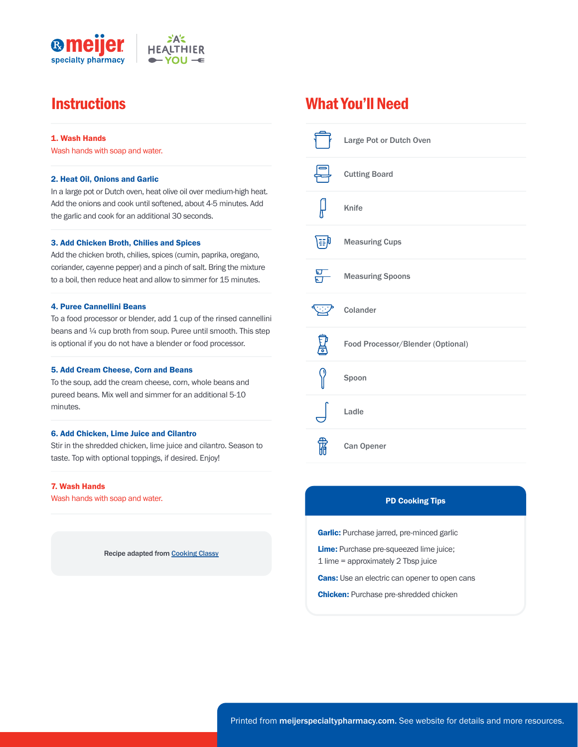## Instructions

**1. Wash Hands**

Wash hands with soap and water.

**2. Heat Oil, Onions and Garlic**

In a large pot or Dutch oven, heat olive oil over medium-high heat. Add the onions and cook until softened, about 4-5 minutes. Add the garlic and cook for an additional 30 seconds.

**3. Add Chicken Broth, Chilies and Spices**

Add the chicken broth, chilies, spices (cumin, paprika, oregano, coriander, cayenne pepper) and a pinch of salt. Bring the mixture to a boil, then reduce heat and allow to simmer for 15 minutes.

**4. Puree Cannellini Beans**

To a food processor or blender, add 1 cup of the rinsed cannellini beans and ¼ cup broth from soup. Puree until smooth. This step is optional if you do not have a blender or food processor.

**5. Add Cream Cheese, Corn and Beans**

To the soup, add the cream cheese, corn, whole beans and pureed beans. Mix well and simmer for an additional 5-10 minutes.

**6. Add Chicken, Lime Juice and Cilantro**

Stir in the shredded chicken, lime juice and cilantro. Season to taste. Top with optional toppings, if desired. Enjoy!

**7. Wash Hands**

Wash hands with soap and water.

Recipe adapted from Cooking Classy

## What You'll Need

- Large Pot or Dutch Oven
- Cutting Board
- Knife
- Measuring Cups
- Measuring Spoons
- Colander
- Food Processor/Blender (Optional)
- Spoon
- Ladle
- Can Opener

### PD Cooking Tips

**Garlic:** Purchase jarred, pre-minced garlic

**Lime:** Purchase pre-squeezed lime juice; 1 lime = approximately 2 Tbsp juice

**Cans:** Use an electric can opener to open cans

**Chicken:** Purchase pre-shredded chicken

Printed from **meijerspecialtypharmacy.com**. See website for details and more resources.